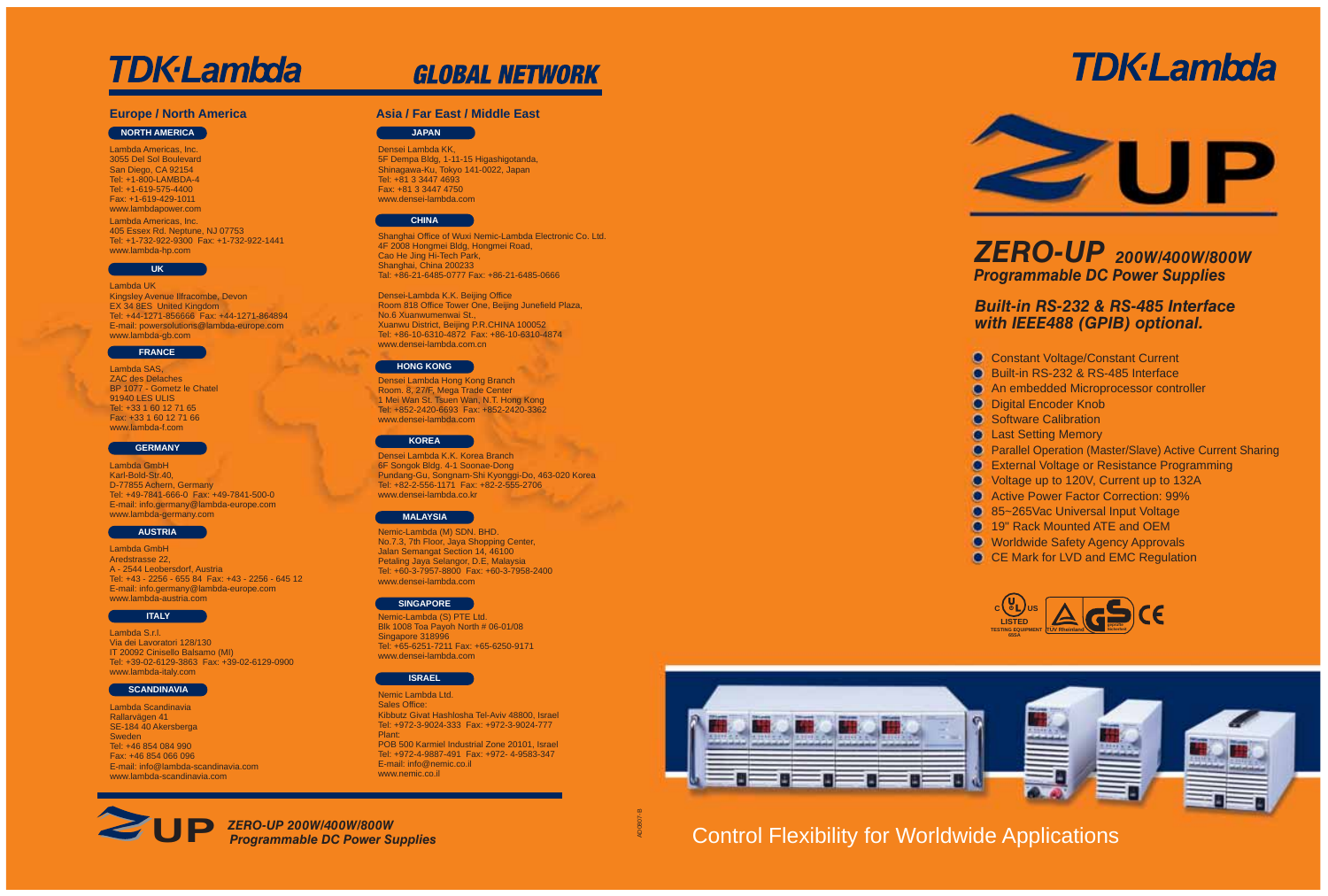# TDK·Lambda

## GLOBAL NETWORK

### Europe / North America

**NORTH AMERICA**

Lambda Americas, Inc.
3055 Del Sol Boulevard
San Diego, CA 92154
Tel: +1-800-LAMBDA-4
Tel: +1-619-575-4400
Fax: +1-619-429-1011
www.lambdapower.com

Lambda Americas, Inc.
405 Essex Rd. Neptune, NJ 07753
Tel: +1-732-922-9300 Fax: +1-732-922-1441
www.lambda-hp.com

**UK**

Lambda UK
Kingsley Avenue Ilfracombe, Devon
EX 34 8ES United Kingdom
Tel: +44-1271-856666 Fax: +44-1271-864894
E-mail: powersolutions@lambda-europe.com
www.lambda-gb.com

**FRANCE**

Lambda SAS,
ZAC des Delaches
BP 1077 - Gometz le Chatel
91940 LES ULIS
Tel: +33 1 60 12 71 65
Fax: +33 1 60 12 71 66
www.lambda-f.com

**GERMANY**

Lambda GmbH
Karl-Bold-Str.40,
D-77855 Achern, Germany
Tel: +49-7841-666-0 Fax: +49-7841-500-0
E-mail: info.germany@lambda-europe.com
www.lambda-germany.com

**AUSTRIA**

Lambda GmbH
Aredstrasse 22,
A - 2544 Leobersdorf, Austria
Tel: +43 - 2256 - 655 84 Fax: +43 - 2256 - 645 12
E-mail: info.germany@lambda-europe.com
www.lambda-austria.com

**ITALY**

Lambda S.r.l.
Via dei Lavoratori 128/130
IT 20092 Cinisello Balsamo (MI)
Tel: +39-02-6129-3863 Fax: +39-02-6129-0900
www.lambda-italy.com

**SCANDINAVIA**

Lambda Scandinavia
Rallarvägen 41
SE-184 40 Akersberga
Sweden
Tel: +46 854 084 990
Fax: +46 854 066 096
E-mail: info@lambda-scandinavia.com
www.lambda-scandinavia.com

### Asia / Far East / Middle East

**JAPAN**

Densei Lambda KK,
5F Dempa Bldg, 1-11-15 Higashigotanda,
Shinagawa-Ku, Tokyo 141-0022, Japan
Tel: +81 3 3447 4693
Fax: +81 3 3447 4750
www.densei-lambda.com

**CHINA**

Shanghai Office of Wuxi Nemic-Lambda Electronic Co. Ltd.
4F 2008 Hongmei Bldg, Hongmei Road,
Cao He Jing Hi-Tech Park,
Shanghai, China 200233
Tel: +86-21-6485-0777 Fax: +86-21-6485-0666

Densei-Lambda K.K. Beijing Office
Room 818 Office Tower One, Beijing Junefield Plaza,
No.6 Xuanwumenwai St.,
Xuanwu District, Beijing P.R.CHINA 100052
Tel: +86-10-6310-4872 Fax: +86-10-6310-4874
www.densei-lambda.com.cn

**HONG KONG**

Densei Lambda Hong Kong Branch
Room. 8, 27/F, Mega Trade Center
1 Mei Wan St. Tsuen Wan, N.T. Hong Kong
Tel: +852-2420-6693 Fax: +852-2420-3362
www.densei-lambda.com

**KOREA**

Densei Lambda K.K. Korea Branch
6F Songok Bldg. 4-1 Soonae-Dong
Pundang-Gu, Songnam-Shi Kyonggi-Do, 463-020 Korea
Tel: +82-2-556-1171 Fax: +82-2-555-2706
www.densei-lambda.co.kr

**MALAYSIA**

Nemic-Lambda (M) SDN. BHD.
No.7.3, 7th Floor, Jaya Shopping Center,
Jalan Semangat Section 14, 46100
Petaling Jaya Selangor, D.E, Malaysia
Tel: +60-3-7957-8800 Fax: +60-3-7958-2400
www.densei-lambda.com

**SINGAPORE**

Nemic-Lambda (S) PTE Ltd.
Blk 1008 Toa Payoh North # 06-01/08
Singapore 318996
Tel: +65-6251-7211 Fax: +65-6250-9171
www.densei-lambda.com

**ISRAEL**

Nemic Lambda Ltd.
Sales Office:
Kibbutz Givat Hashlosha Tel-Aviv 48800, Israel
Tel: +972-3-9024-333 Fax: +972-3-9024-777
Plant:
POB 500 Karmiel Industrial Zone 20101, Israel
Tel: +972-4-9887-491 Fax: +972- 4-9583-347
E-mail: info@nemic.co.il
www.nemic.co.il

**ZUP** *ZERO-UP 200W/400W/800W Programmable DC Power Supplies*

AD-0807-B

# TDK·Lambda

# ZUP

## *ZERO-UP 200W/400W/800W*
## *Programmable DC Power Supplies*

***Built-in RS-232 & RS-485 Interface with IEEE488 (GPIB) optional.***

- Constant Voltage/Constant Current
- Built-in RS-232 & RS-485 Interface
- An embedded Microprocessor controller
- Digital Encoder Knob
- Software Calibration
- Last Setting Memory
- Parallel Operation (Master/Slave) Active Current Sharing
- External Voltage or Resistance Programming
- Voltage up to 120V, Current up to 132A
- Active Power Factor Correction: 99%
- 85~265Vac Universal Input Voltage
- 19" Rack Mounted ATE and OEM
- Worldwide Safety Agency Approvals
- CE Mark for LVD and EMC Regulation

c UL us LISTED TESTING EQUIPMENT 655A | TÜV Rheinland | GS | CE

Control Flexibility for Worldwide Applications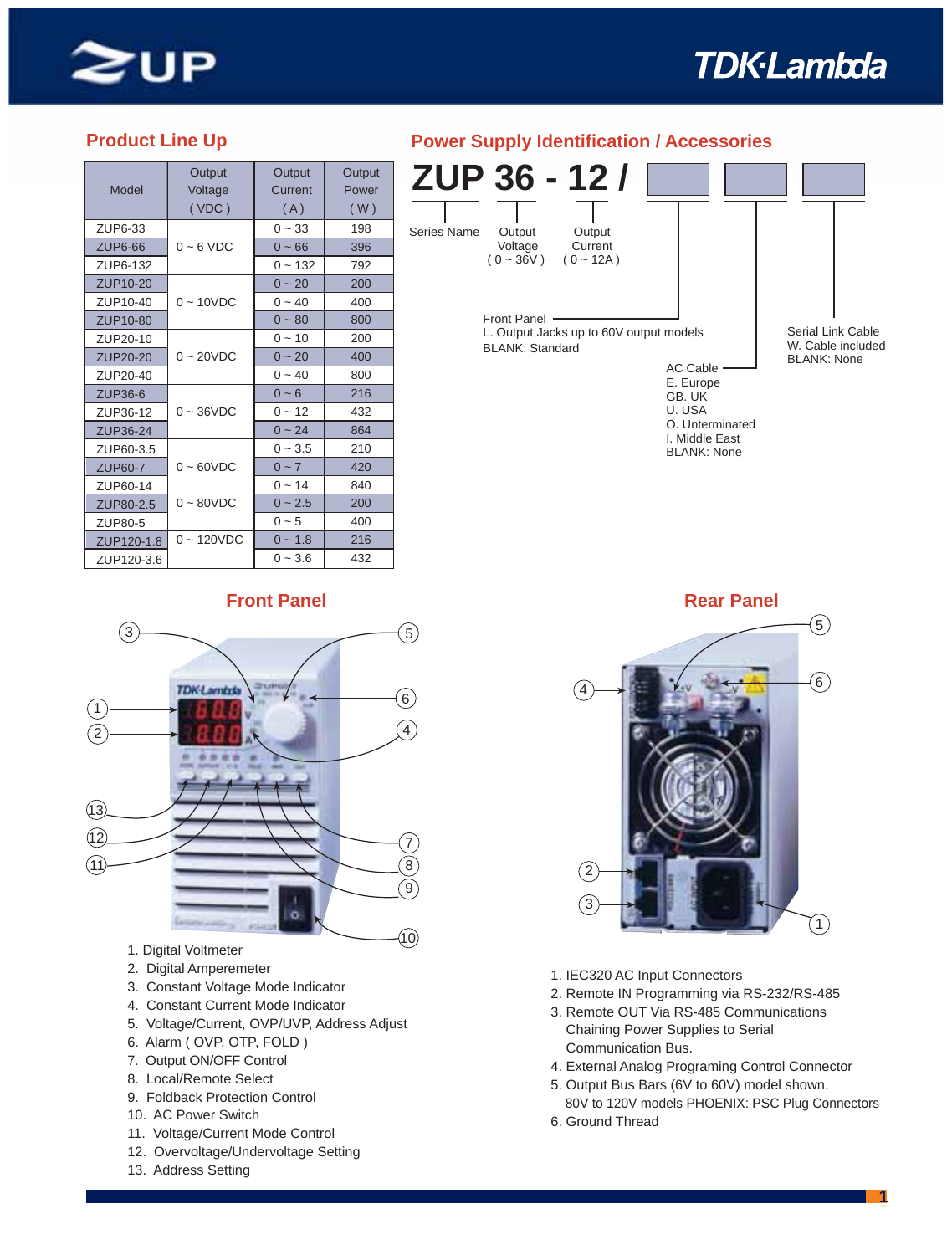## Product Line Up

| Model | Output Voltage (VDC) | Output Current (A) | Output Power (W) |
|---|---|---|---|
| ZUP6-33 | 0 ~ 6 VDC | 0 ~ 33 | 198 |
| ZUP6-66 | | 0 ~ 66 | 396 |
| ZUP6-132 | | 0 ~ 132 | 792 |
| ZUP10-20 | 0 ~ 10VDC | 0 ~ 20 | 200 |
| ZUP10-40 | | 0 ~ 40 | 400 |
| ZUP10-80 | | 0 ~ 80 | 800 |
| ZUP20-10 | 0 ~ 20VDC | 0 ~ 10 | 200 |
| ZUP20-20 | | 0 ~ 20 | 400 |
| ZUP20-40 | | 0 ~ 40 | 800 |
| ZUP36-6 | 0 ~ 36VDC | 0 ~ 6 | 216 |
| ZUP36-12 | | 0 ~ 12 | 432 |
| ZUP36-24 | | 0 ~ 24 | 864 |
| ZUP60-3.5 | 0 ~ 60VDC | 0 ~ 3.5 | 210 |
| ZUP60-7 | | 0 ~ 7 | 420 |
| ZUP60-14 | | 0 ~ 14 | 840 |
| ZUP80-2.5 | 0 ~ 80VDC | 0 ~ 2.5 | 200 |
| ZUP80-5 | | 0 ~ 5 | 400 |
| ZUP120-1.8 | 0 ~ 120VDC | 0 ~ 1.8 | 216 |
| ZUP120-3.6 | | 0 ~ 3.6 | 432 |

## Power Supply Identification / Accessories

**ZUP 36 - 12 / [ ] [ ] [ ]**

- **ZUP**: Series Name
- **36**: Output Voltage (0 ~ 36V)
- **12**: Output Current (0 ~ 12A)
- **Front Panel**
  - L. Output Jacks up to 60V output models
  - BLANK: Standard
- **AC Cable**
  - E. Europe
  - GB. UK
  - U. USA
  - O. Unterminated
  - I. Middle East
  - BLANK: None
- **Serial Link Cable**
  - W. Cable included
  - BLANK: None

## Front Panel

1. Digital Voltmeter
2. Digital Amperemeter
3. Constant Voltage Mode Indicator
4. Constant Current Mode Indicator
5. Voltage/Current, OVP/UVP, Address Adjust
6. Alarm ( OVP, OTP, FOLD )
7. Output ON/OFF Control
8. Local/Remote Select
9. Foldback Protection Control
10. AC Power Switch
11. Voltage/Current Mode Control
12. Overvoltage/Undervoltage Setting
13. Address Setting

## Rear Panel

1. IEC320 AC Input Connectors
2. Remote IN Programming via RS-232/RS-485
3. Remote OUT Via RS-485 Communications Chaining Power Supplies to Serial Communication Bus.
4. External Analog Programing Control Connector
5. Output Bus Bars (6V to 60V) model shown.
   80V to 120V models PHOENIX: PSC Plug Connectors
6. Ground Thread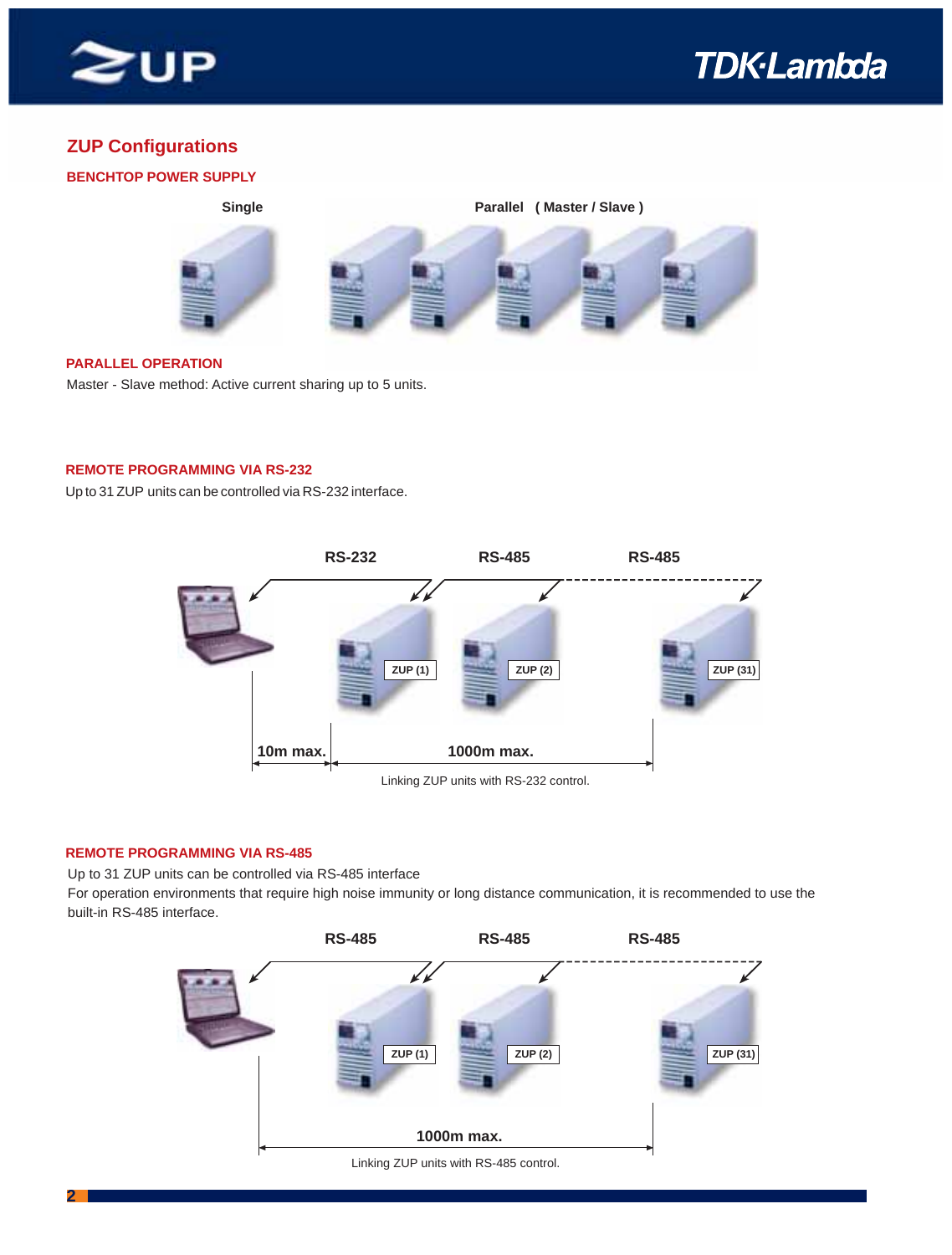## ZUP Configurations

### BENCHTOP POWER SUPPLY

Single

Parallel ( Master / Slave )

### PARALLEL OPERATION

Master - Slave method: Active current sharing up to 5 units.

### REMOTE PROGRAMMING VIA RS-232

Up to 31 ZUP units can be controlled via RS-232 interface.

RS-232 RS-485 RS-485

ZUP (1) ZUP (2) ZUP (31)

10m max. 1000m max.

Linking ZUP units with RS-232 control.

### REMOTE PROGRAMMING VIA RS-485

Up to 31 ZUP units can be controlled via RS-485 interface

For operation environments that require high noise immunity or long distance communication, it is recommended to use the built-in RS-485 interface.

RS-485 RS-485 RS-485

ZUP (1) ZUP (2) ZUP (31)

1000m max.

Linking ZUP units with RS-485 control.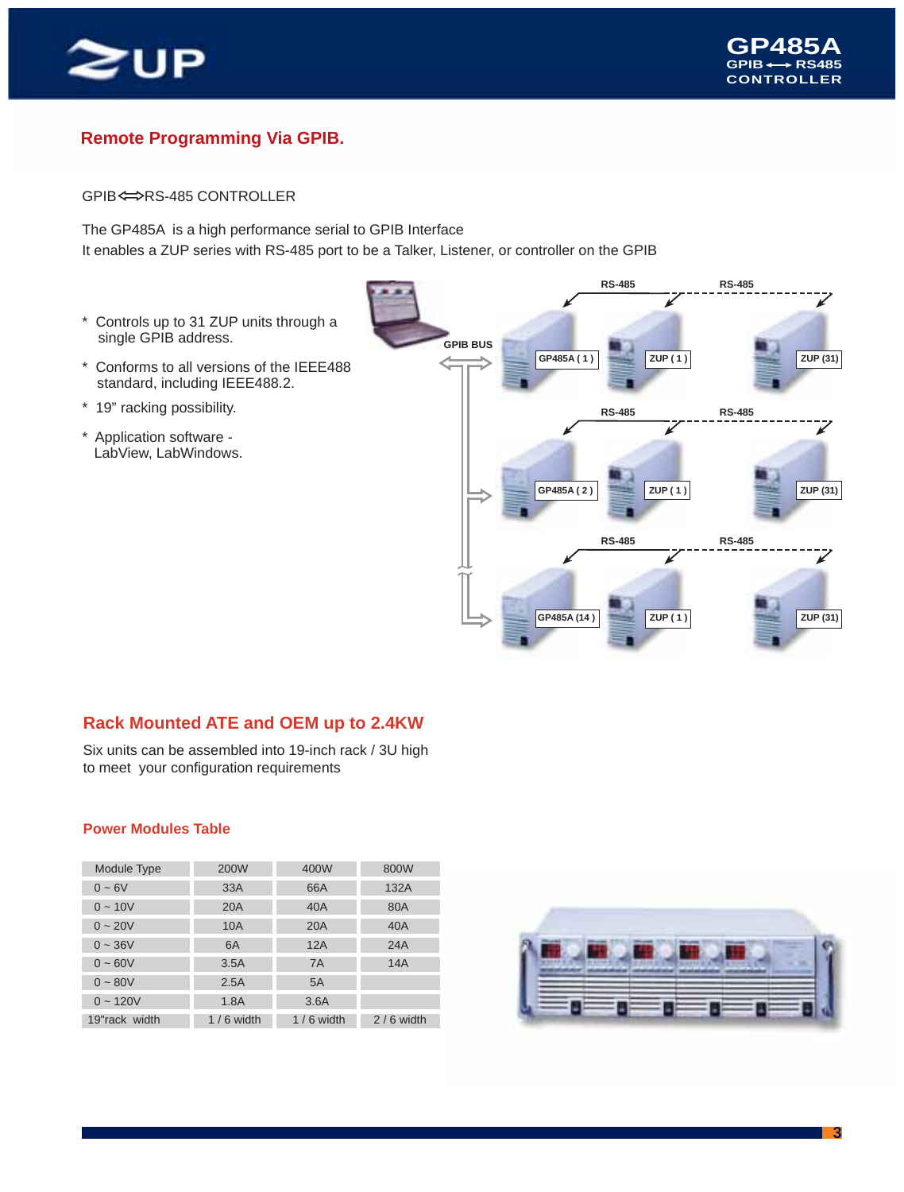# Remote Programming Via GPIB.

GPIB⟺RS-485 CONTROLLER

The GP485A is a high performance serial to GPIB Interface
It enables a ZUP series with RS-485 port to be a Talker, Listener, or controller on the GPIB

- Controls up to 31 ZUP units through a single GPIB address.
- Conforms to all versions of the IEEE488 standard, including IEEE488.2.
- 19" racking possibility.
- Application software - LabView, LabWindows.

## Rack Mounted ATE and OEM up to 2.4KW

Six units can be assembled into 19-inch rack / 3U high to meet your configuration requirements

### Power Modules Table

| Module Type | 200W | 400W | 800W |
|---|---|---|---|
| 0 ~ 6V | 33A | 66A | 132A |
| 0 ~ 10V | 20A | 40A | 80A |
| 0 ~ 20V | 10A | 20A | 40A |
| 0 ~ 36V | 6A | 12A | 24A |
| 0 ~ 60V | 3.5A | 7A | 14A |
| 0 ~ 80V | 2.5A | 5A | |
| 0 ~ 120V | 1.8A | 3.6A | |
| 19"rack width | 1 / 6 width | 1 / 6 width | 2 / 6 width |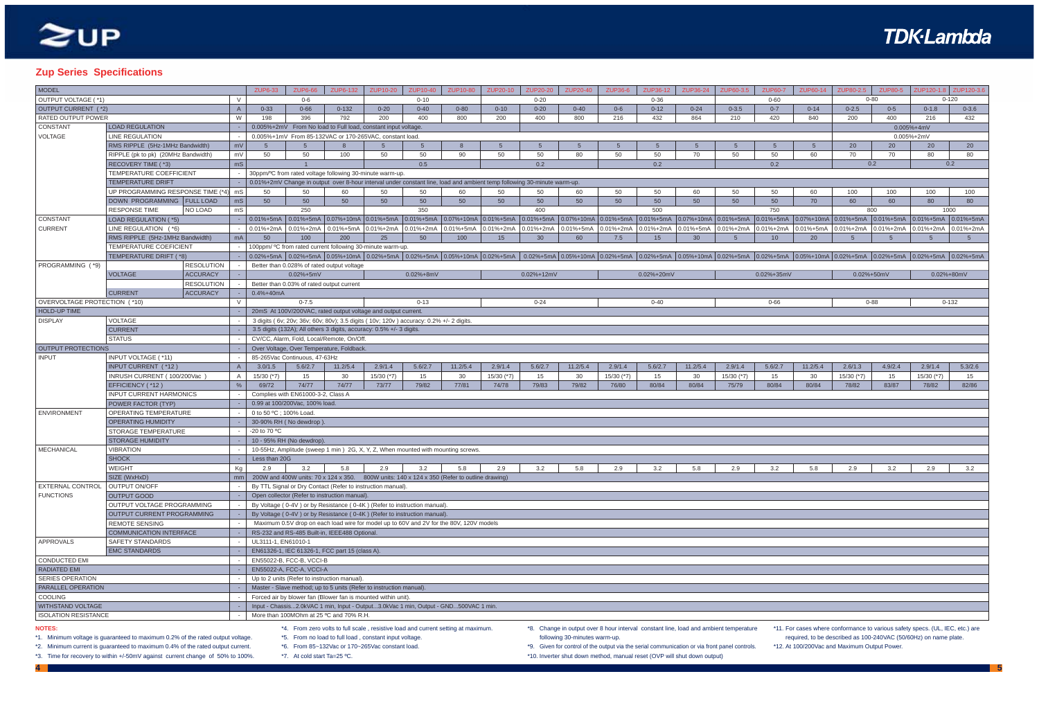## Zup Series Specifications

| MODEL | | | | ZUP6-33 | ZUP6-66 | ZUP6-132 | ZUP10-20 | ZUP10-40 | ZUP10-80 | ZUP20-10 | ZUP20-20 | ZUP20-40 | ZUP36-6 | ZUP36-12 | ZUP36-24 | ZUP60-3.5 | ZUP60-7 | ZUP60-14 | ZUP80-2.5 | ZUP80-5 | ZUP120-1.8 | ZUP120-3.6 |
|---|---|---|---|---|---|---|---|---|---|---|---|---|---|---|---|---|---|---|---|---|---|---|
| OUTPUT VOLTAGE ( *1) | | | V | 0-6 | | | 0-10 | | | 0-20 | | | 0-36 | | | 0-60 | | | 0-80 | | 0-120 | |
| OUTPUT CURRENT ( *2) | | | A | 0-33 | 0-66 | 0-132 | 0-20 | 0-40 | 0-80 | 0-10 | 0-20 | 0-40 | 0-6 | 0-12 | 0-24 | 0-3.5 | 0-7 | 0-14 | 0-2.5 | 0-5 | 0-1.8 | 0-3.6 |
| RATED OUTPUT POWER | | | W | 198 | 396 | 792 | 200 | 400 | 800 | 200 | 400 | 800 | 216 | 432 | 864 | 210 | 420 | 840 | 200 | 400 | 216 | 432 |
| CONSTANT VOLTAGE | LOAD REGULATION | | - | 0.005%+2mV From No load to Full load, constant input voltage. | | | | | | | | | | | | | | | 0.005%+4mV | | | |
| | LINE REGULATION | | - | 0.005%+1mV From 85-132VAC or 170-265VAC, constant load. | | | | | | | | | | | | | | | 0.005%+2mV | | | |
| | RMS RIPPLE (5Hz-1MHz Bandwidth) | | mV | 5 | 5 | 8 | 5 | 5 | 8 | 5 | 5 | 5 | 5 | 5 | 5 | 5 | 5 | 5 | 20 | 20 | 20 | 20 |
| | RIPPLE (pk to pk) (20MHz Bandwidth) | | mV | 50 | 50 | 100 | 50 | 50 | 90 | 50 | 50 | 80 | 50 | 50 | 70 | 50 | 50 | 60 | 70 | 70 | 80 | 80 |
| | RECOVERY TIME ( *3) | | mS | 1 | | | 0.5 | | | 0.2 | | | 0.2 | | | 0.2 | | | 0.2 | | 0.2 | |
| | TEMPERATURE COEFFICIENT | | - | 30ppm/ºC from rated voltage following 30-minute warm-up. | | | | | | | | | | | | | | | | | | |
| | TEMPERATURE DRIFT | | - | 0.01%+2mV Change in output over 8-hour interval under constant line, load and ambient temp following 30-minute warm-up. | | | | | | | | | | | | | | | | | | |
| | UP PROGRAMMING RESPONSE TIME (*4) | | mS | 50 | 50 | 60 | 50 | 50 | 60 | 50 | 50 | 60 | 50 | 50 | 60 | 50 | 50 | 60 | 100 | 100 | 100 | 100 |
| | DOWN PROGRAMMING RESPONSE TIME | FULL LOAD | mS | 50 | 50 | 50 | 50 | 50 | 50 | 50 | 50 | 50 | 50 | 50 | 50 | 50 | 50 | 70 | 60 | 60 | 80 | 80 |
| | | NO LOAD | mS | 250 | | | 350 | | | 400 | | | 500 | | | 750 | | | 800 | | 1000 | |
| CONSTANT CURRENT | LOAD REGULATION ( *5) | | - | 0.01%+5mA | 0.01%+5mA | 0.07%+10mA | 0.01%+5mA | 0.01%+5mA | 0.07%+10mA | 0.01%+5mA | 0.01%+5mA | 0.07%+10mA | 0.01%+5mA | 0.01%+5mA | 0.07%+10mA | 0.01%+5mA | 0.01%+5mA | 0.07%+10mA | 0.01%+5mA | 0.01%+5mA | 0.01%+5mA | 0.01%+5mA |
| | LINE REGULATION ( *6) | | - | 0.01%+2mA | 0.01%+2mA | 0.01%+5mA | 0.01%+2mA | 0.01%+2mA | 0.01%+5mA | 0.01%+2mA | 0.01%+2mA | 0.01%+5mA | 0.01%+2mA | 0.01%+2mA | 0.01%+5mA | 0.01%+2mA | 0.01%+2mA | 0.01%+5mA | 0.01%+2mA | 0.01%+2mA | 0.01%+2mA | 0.01%+2mA |
| | RMS RIPPLE (5Hz-1MHz Bandwidth) | | mA | 50 | 100 | 200 | 25 | 50 | 100 | 15 | 30 | 60 | 7.5 | 15 | 30 | 5 | 10 | 20 | 5 | 5 | 5 | 5 |
| | TEMPERATURE COEFICIENT | | - | 100ppm/ ºC from rated current following 30-minute warm-up. | | | | | | | | | | | | | | | | | | |
| | TEMPERATURE DRIFT ( *8) | | - | 0.02%+5mA | 0.02%+5mA | 0.05%+10mA | 0.02%+5mA | 0.02%+5mA | 0.05%+10mA | 0.02%+5mA | 0.02%+5mA | 0.05%+10mA | 0.02%+5mA | 0.02%+5mA | 0.05%+10mA | 0.02%+5mA | 0.02%+5mA | 0.05%+10mA | 0.02%+5mA | 0.02%+5mA | 0.02%+5mA | 0.02%+5mA |
| PROGRAMMING ( *9) | VOLTAGE | RESOLUTION | - | Better than 0.028% of rated output voltage | | | | | | | | | | | | | | | | | | |
| | | ACCURACY | - | 0.02%+5mV | | | 0.02%+8mV | | | 0.02%+12mV | | | 0.02%+20mV | | | 0.02%+35mV | | | 0.02%+50mV | | 0.02%+80mV | |
| | CURRENT | RESOLUTION | - | Better than 0.03% of rated output current | | | | | | | | | | | | | | | | | | |
| | | ACCURACY | - | 0.4%+40mA | | | | | | | | | | | | | | | | | | |
| OVERVOLTAGE PROTECTION ( *10) | | | V | 0-7.5 | | | 0-13 | | | 0-24 | | | 0-40 | | | 0-66 | | | 0-88 | | 0-132 | |
| HOLD-UP TIME | | | - | 20mS At 100V/200VAC, rated output voltage and output current. | | | | | | | | | | | | | | | | | | |
| DISPLAY | VOLTAGE | | - | 3 digits ( 6v; 20v; 36v; 60v; 80v); 3.5 digits ( 10v; 120v ) accuracy: 0.2% +/- 2 digits. | | | | | | | | | | | | | | | | | | |
| | CURRENT | | - | 3.5 digits (132A); All others 3 digits, accuracy: 0.5% +/- 3 digits. | | | | | | | | | | | | | | | | | | |
| | STATUS | | - | CV/CC, Alarm, Fold, Local/Remote, On/Off. | | | | | | | | | | | | | | | | | | |
| OUTPUT PROTECTIONS | | | - | Over Voltage, Over Temperature, Foldback. | | | | | | | | | | | | | | | | | | |
| INPUT | INPUT VOLTAGE ( *11) | | - | 85-265Vac Continuous, 47-63Hz | | | | | | | | | | | | | | | | | | |
| | INPUT CURRENT ( *12 ) | | A | 3.0/1.5 | 5.6/2.7 | 11.2/5.4 | 2.9/1.4 | 5.6/2.7 | 11.2/5.4 | 2.9/1.4 | 5.6/2.7 | 11.2/5.4 | 2.9/1.4 | 5.6/2.7 | 11.2/5.4 | 2.9/1.4 | 5.6/2.7 | 11.2/5.4 | 2.6/1.3 | 4.9/2.4 | 2.9/1.4 | 5.3/2.6 |
| | INRUSH CURRENT ( 100/200Vac ) | | A | 15/30 (*7) | 15 | 30 | 15/30 (*7) | 15 | 30 | 15/30 (*7) | 15 | 30 | 15/30 (*7) | 15 | 30 | 15/30 (*7) | 15 | 30 | 15/30 (*7) | 15 | 15/30 (*7) | 15 |
| | EFFICIENCY ( *12 ) | | % | 69/72 | 74/77 | 74/77 | 73/77 | 79/82 | 77/81 | 74/78 | 79/83 | 79/82 | 76/80 | 80/84 | 80/84 | 75/79 | 80/84 | 80/84 | 78/82 | 83/87 | 78/82 | 82/86 |
| | INPUT CURRENT HARMONICS | | - | Complies with EN61000-3-2, Class A | | | | | | | | | | | | | | | | | | |
| | POWER FACTOR (TYP) | | - | 0.99 at 100/200Vac, 100% load. | | | | | | | | | | | | | | | | | | |
| ENVIRONMENT | OPERATING TEMPERATURE | | - | 0 to 50 ºC ; 100% Load. | | | | | | | | | | | | | | | | | | |
| | OPERATING HUMIDITY | | - | 30-90% RH ( No dewdrop ). | | | | | | | | | | | | | | | | | | |
| | STORAGE TEMPERATURE | | - | -20 to 70 ºC | | | | | | | | | | | | | | | | | | |
| | STORAGE HUMIDITY | | - | 10 - 95% RH (No dewdrop). | | | | | | | | | | | | | | | | | | |
| MECHANICAL | VIBRATION | | - | 10-55Hz, Amplitude (sweep 1 min ) 2G, X, Y, Z, When mounted with mounting screws. | | | | | | | | | | | | | | | | | | |
| | SHOCK | | - | Less than 20G | | | | | | | | | | | | | | | | | | |
| | WEIGHT | | Kg | 2.9 | 3.2 | 5.8 | 2.9 | 3.2 | 5.8 | 2.9 | 3.2 | 5.8 | 2.9 | 3.2 | 5.8 | 2.9 | 3.2 | 5.8 | 2.9 | 3.2 | 2.9 | 3.2 |
| | SIZE (WxHxD) | | mm | 200W and 400W units: 70 x 124 x 350. 800W units: 140 x 124 x 350 (Refer to outline drawing) | | | | | | | | | | | | | | | | | | |
| EXTERNAL CONTROL FUNCTIONS | OUTPUT ON/OFF | | - | By TTL Signal or Dry Contact (Refer to instruction manual). | | | | | | | | | | | | | | | | | | |
| | OUTPUT GOOD | | - | Open collector (Refer to instruction manual). | | | | | | | | | | | | | | | | | | |
| | OUTPUT VOLTAGE PROGRAMMING | | - | By Voltage ( 0-4V ) or by Resistance ( 0-4K ) (Refer to instruction manual). | | | | | | | | | | | | | | | | | | |
| | OUTPUT CURRENT PROGRAMMING | | - | By Voltage ( 0-4V ) or by Resistance ( 0-4K ) (Refer to instruction manual). | | | | | | | | | | | | | | | | | | |
| | REMOTE SENSING | | - | Maximum 0.5V drop on each load wire for model up to 60V and 2V for the 80V, 120V models | | | | | | | | | | | | | | | | | | |
| | COMMUNICATION INTERFACE | | - | RS-232 and RS-485 Built-in, IEEE488 Optional. | | | | | | | | | | | | | | | | | | |
| APPROVALS | SAFETY STANDARDS | | - | UL3111-1, EN61010-1 | | | | | | | | | | | | | | | | | | |
| | EMC STANDARDS | | - | EN61326-1, IEC 61326-1, FCC part 15 (class A). | | | | | | | | | | | | | | | | | | |
| CONDUCTED EMI | | | - | EN55022-B, FCC-B, VCCI-B | | | | | | | | | | | | | | | | | | |
| RADIATED EMI | | | - | EN55022-A, FCC-A, VCCI-A | | | | | | | | | | | | | | | | | | |
| SERIES OPERATION | | | - | Up to 2 units (Refer to instruction manual). | | | | | | | | | | | | | | | | | | |
| PARALLEL OPERATION | | | - | Master - Slave method; up to 5 units (Refer to instruction manual). | | | | | | | | | | | | | | | | | | |
| COOLING | | | - | Forced air by blower fan (Blower fan is mounted within unit). | | | | | | | | | | | | | | | | | | |
| WITHSTAND VOLTAGE | | | - | Input - Chassis...2.0kVAC 1 min, Input - Output...3.0kVac 1 min, Output - GND...500VAC 1 min. | | | | | | | | | | | | | | | | | | |
| ISOLATION RESISTANCE | | | - | More than 100MOhm at 25 ºC and 70% R.H. | | | | | | | | | | | | | | | | | | |

**NOTES:**

*1. Minimum voltage is guaranteed to maximum 0.2% of the rated output voltage.
*2. Minimum current is guaranteed to maximum 0.4% of the rated output current.
*3. Time for recovery to within +/-50mV against current change of 50% to 100%.
*4. From zero volts to full scale , resistive load and current setting at maximum.
*5. From no load to full load , constant input voltage.
*6. From 85~132Vac or 170~265Vac constant load.
*7. At cold start Ta=25 ºC.
*8. Change in output over 8 hour interval constant line, load and ambient temperature following 30-minutes warm-up.
*9. Given for control of the output via the serial communication or via front panel controls.
*10. Inverter shut down method, manual reset (OVP will shut down output)
*11. For cases where conformance to various safety specs. (UL, IEC, etc.) are required, to be described as 100-240VAC (50/60Hz) on name plate.
*12. At 100/200Vac and Maximum Output Power.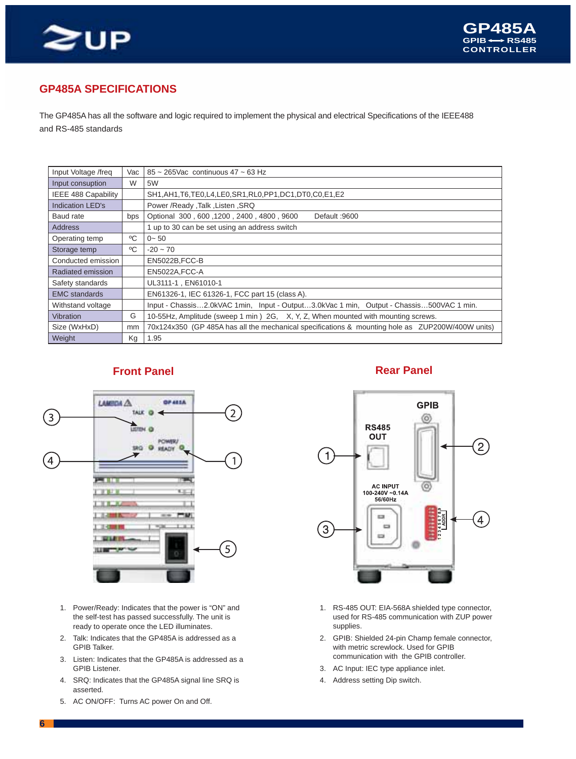## GP485A SPECIFICATIONS

The GP485A has all the software and logic required to implement the physical and electrical Specifications of the IEEE488 and RS-485 standards

| | | |
|---|---|---|
| Input Voltage /freq | Vac | 85 ~ 265Vac continuous 47 ~ 63 Hz |
| Input consuption | W | 5W |
| IEEE 488 Capability | | SH1,AH1,T6,TE0,L4,LE0,SR1,RL0,PP1,DC1,DT0,C0,E1,E2 |
| Indication LED's | | Power /Ready ,Talk ,Listen ,SRQ |
| Baud rate | bps | Optional 300 , 600 ,1200 , 2400 , 4800 , 9600 Default :9600 |
| Address | | 1 up to 30 can be set using an address switch |
| Operating temp | ºC | 0~ 50 |
| Storage temp | ºC | -20 ~ 70 |
| Conducted emission | | EN5022B,FCC-B |
| Radiated emission | | EN5022A,FCC-A |
| Safety standards | | UL3111-1 , EN61010-1 |
| EMC standards | | EN61326-1, IEC 61326-1, FCC part 15 (class A). |
| Withstand voltage | | Input - Chassis…2.0kVAC 1min, Input - Output…3.0kVac 1 min, Output - Chassis…500VAC 1 min. |
| Vibration | G | 10-55Hz, Amplitude (sweep 1 min ) 2G, X, Y, Z, When mounted with mounting screws. |
| Size (WxHxD) | mm | 70x124x350 (GP 485A has all the mechanical specifications & mounting hole as ZUP200W/400W units) |
| Weight | Kg | 1.95 |

### Front Panel

1. Power/Ready: Indicates that the power is "ON" and the self-test has passed successfully. The unit is ready to operate once the LED illuminates.
2. Talk: Indicates that the GP485A is addressed as a GPIB Talker.
3. Listen: Indicates that the GP485A is addressed as a GPIB Listener.
4. SRQ: Indicates that the GP485A signal line SRQ is asserted.
5. AC ON/OFF: Turns AC power On and Off.

### Rear Panel

1. RS-485 OUT: EIA-568A shielded type connector, used for RS-485 communication with ZUP power supplies.
2. GPIB: Shielded 24-pin Champ female connector, with metric screwlock. Used for GPIB communication with the GPIB controller.
3. AC Input: IEC type appliance inlet.
4. Address setting Dip switch.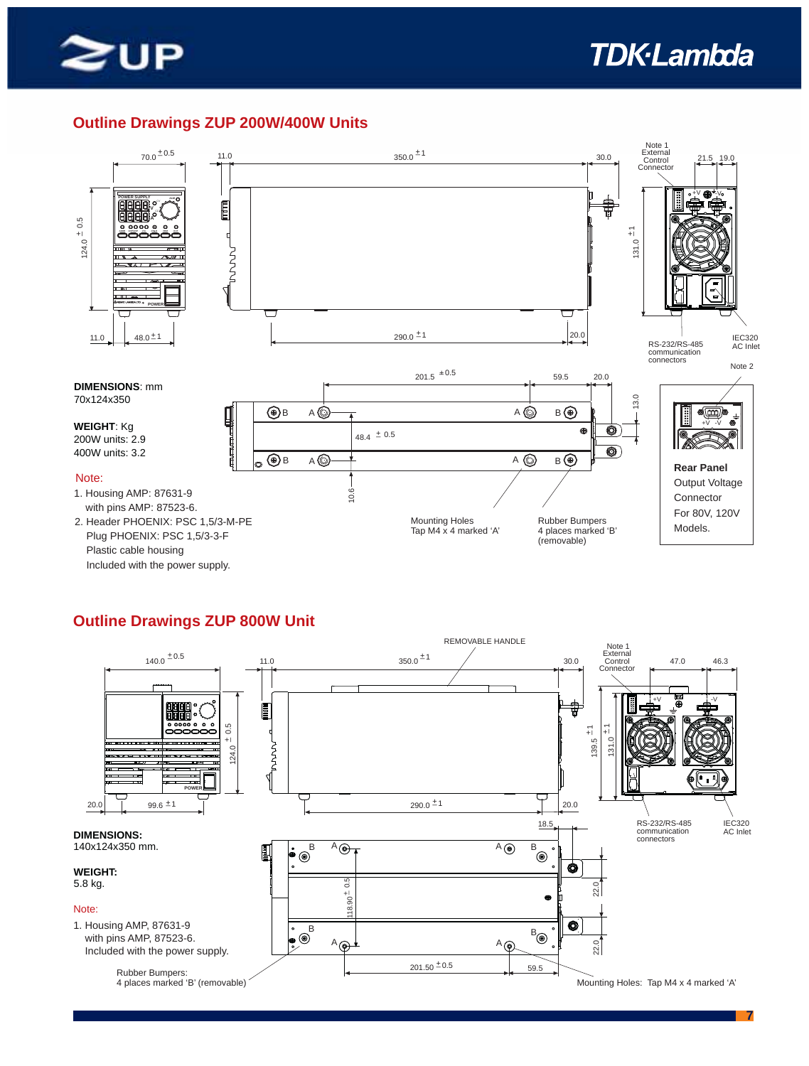## Outline Drawings ZUP 200W/400W Units

70.0 ±0.5

11.0

350.0 ±1

30.0

Note 1
External
Control
Connector

21.5 19.0

124.0 ± 0.5

131.0 ±1

11.0 48.0 ±1

290.0 ±1

20.0

RS-232/RS-485 communication connectors

IEC320 AC Inlet

Note 2

201.5 ±0.5 59.5 20.0

13.0

48.4 ± 0.5

10.6

Mounting Holes Tap M4 x 4 marked 'A'

Rubber Bumpers 4 places marked 'B' (removable)

**DIMENSIONS**: mm
70x124x350

**WEIGHT**: Kg
200W units: 2.9
400W units: 3.2

Note:

1. Housing AMP: 87631-9
   with pins AMP: 87523-6.
2. Header PHOENIX: PSC 1,5/3-M-PE
   Plug PHOENIX: PSC 1,5/3-3-F
   Plastic cable housing
   Included with the power supply.

**Rear Panel**
Output Voltage Connector
For 80V, 120V Models.

## Outline Drawings ZUP 800W Unit

REMOVABLE HANDLE

140.0 ±0.5

11.0

350.0 ±1

30.0

Note 1
External
Control
Connector

47.0 46.3

124.0 ± 0.5

139.5 ±1

131.0 ±1

20.0 99.6 ±1

290.0 ±1

20.0

18.5

RS-232/RS-485 communication connectors

IEC320 AC Inlet

118.90 ± 0.5

22.0

22.0

201.50 ±0.5 59.5

**DIMENSIONS:**
140x124x350 mm.

**WEIGHT:**
5.8 kg.

Note:

1. Housing AMP, 87631-9
   with pins AMP, 87523-6.
   Included with the power supply.

Rubber Bumpers:
4 places marked 'B' (removable)

Mounting Holes: Tap M4 x 4 marked 'A'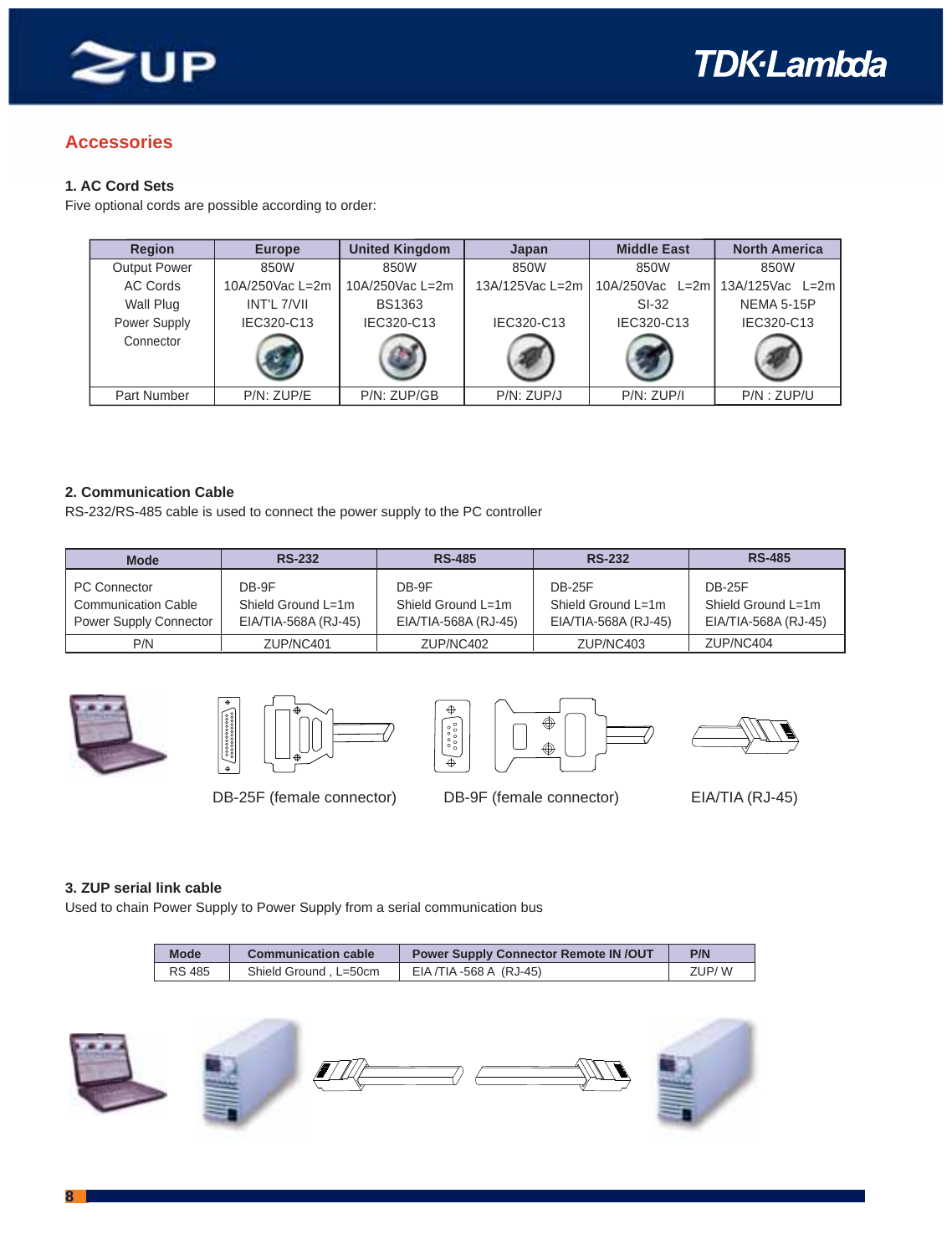## Accessories

### 1. AC Cord Sets

Five optional cords are possible according to order:

| Region | Europe | United Kingdom | Japan | Middle East | North America |
|---|---|---|---|---|---|
| Output Power | 850W | 850W | 850W | 850W | 850W |
| AC Cords | 10A/250Vac L=2m | 10A/250Vac L=2m | 13A/125Vac L=2m | 10A/250Vac L=2m | 13A/125Vac L=2m |
| Wall Plug | INT'L 7/VII | BS1363 | | SI-32 | NEMA 5-15P |
| Power Supply Connector | IEC320-C13 | IEC320-C13 | IEC320-C13 | IEC320-C13 | IEC320-C13 |
| Part Number | P/N: ZUP/E | P/N: ZUP/GB | P/N: ZUP/J | P/N: ZUP/I | P/N : ZUP/U |

### 2. Communication Cable

RS-232/RS-485 cable is used to connect the power supply to the PC controller

| Mode | RS-232 | RS-485 | RS-232 | RS-485 |
|---|---|---|---|---|
| PC Connector<br>Communication Cable<br>Power Supply Connector | DB-9F<br>Shield Ground L=1m<br>EIA/TIA-568A (RJ-45) | DB-9F<br>Shield Ground L=1m<br>EIA/TIA-568A (RJ-45) | DB-25F<br>Shield Ground L=1m<br>EIA/TIA-568A (RJ-45) | DB-25F<br>Shield Ground L=1m<br>EIA/TIA-568A (RJ-45) |
| P/N | ZUP/NC401 | ZUP/NC402 | ZUP/NC403 | ZUP/NC404 |

DB-25F (female connector)

DB-9F (female connector)

EIA/TIA (RJ-45)

### 3. ZUP serial link cable

Used to chain Power Supply to Power Supply from a serial communication bus

| Mode | Communication cable | Power Supply Connector Remote IN /OUT | P/N |
|---|---|---|---|
| RS 485 | Shield Ground , L=50cm | EIA /TIA -568 A (RJ-45) | ZUP/ W |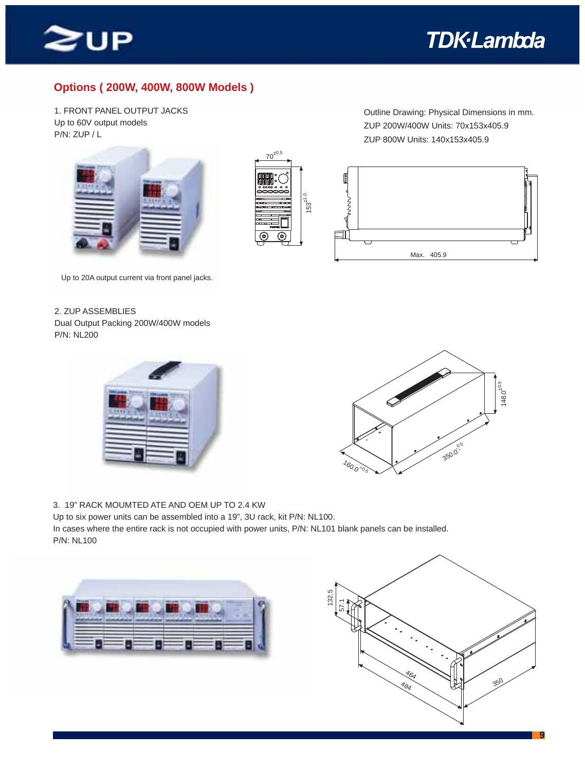## Options ( 200W, 400W, 800W Models )

1. FRONT PANEL OUTPUT JACKS
Up to 60V output models
P/N: ZUP / L

Up to 20A output current via front panel jacks.

Outline Drawing: Physical Dimensions in mm.
ZUP 200W/400W Units: 70x153x405.9
ZUP 800W Units: 140x153x405.9

$70^{\pm 0.5}$

$153^{\pm 1.0}$

Max. 405.9

2. ZUP ASSEMBLIES
Dual Output Packing 200W/400W models
P/N: NL200

$148.0^{\pm 0.5}$

$350.0^{-0.5}$

$160.0^{+0.5}$

3. 19" RACK MOUMTED ATE AND OEM UP TO 2.4 KW
Up to six power units can be assembled into a 19", 3U rack, kit P/N: NL100.
In cases where the entire rack is not occupied with power units, P/N: NL101 blank panels can be installed.
P/N: NL100

132.5

57.1

464

484

350